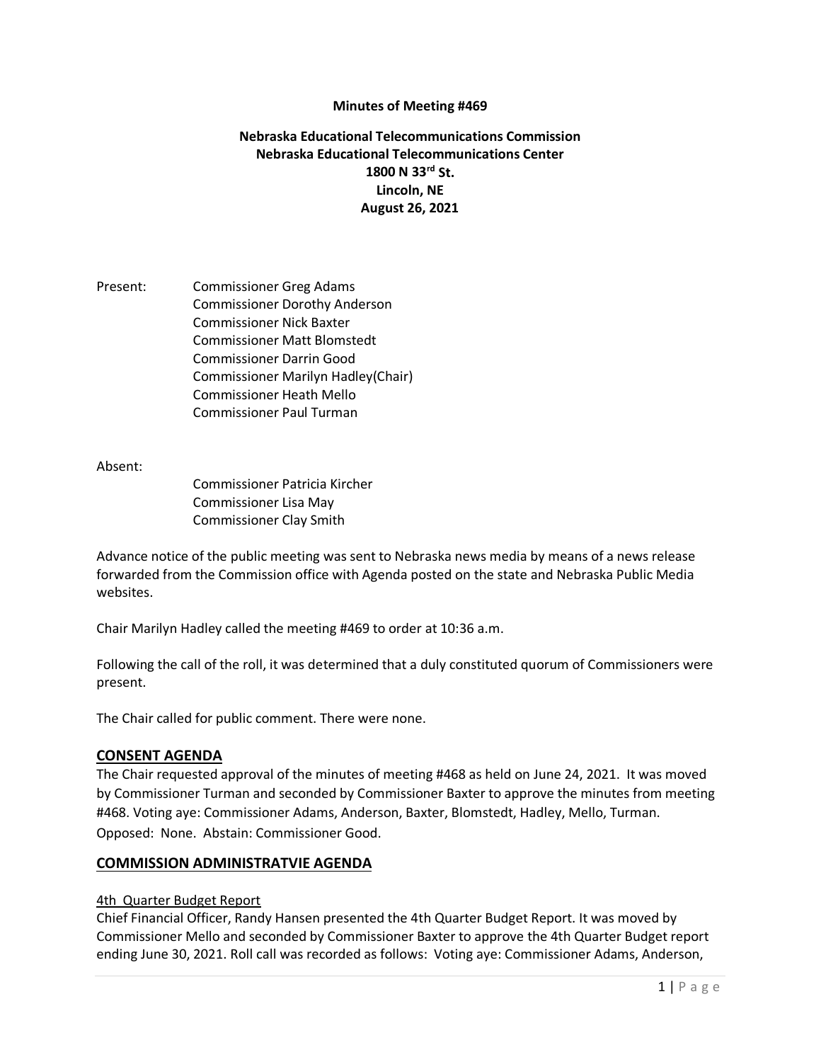**Minutes of Meeting #469**

**Nebraska Educational Telecommunications Commission**
**Nebraska Educational Telecommunications Center**
**1800 N 33rd St.**
**Lincoln, NE**
**August 26, 2021**

Present:
- Commissioner Greg Adams
- Commissioner Dorothy Anderson
- Commissioner Nick Baxter
- Commissioner Matt Blomstedt
- Commissioner Darrin Good
- Commissioner Marilyn Hadley(Chair)
- Commissioner Heath Mello
- Commissioner Paul Turman

Absent:
- Commissioner Patricia Kircher
- Commissioner Lisa May
- Commissioner Clay Smith

Advance notice of the public meeting was sent to Nebraska news media by means of a news release forwarded from the Commission office with Agenda posted on the state and Nebraska Public Media websites.

Chair Marilyn Hadley called the meeting #469 to order at 10:36 a.m.

Following the call of the roll, it was determined that a duly constituted quorum of Commissioners were present.

The Chair called for public comment. There were none.

## CONSENT AGENDA

The Chair requested approval of the minutes of meeting #468 as held on June 24, 2021. It was moved by Commissioner Turman and seconded by Commissioner Baxter to approve the minutes from meeting #468. Voting aye: Commissioner Adams, Anderson, Baxter, Blomstedt, Hadley, Mello, Turman. Opposed: None. Abstain: Commissioner Good.

## COMMISSION ADMINISTRATVIE AGENDA

4th Quarter Budget Report

Chief Financial Officer, Randy Hansen presented the 4th Quarter Budget Report. It was moved by Commissioner Mello and seconded by Commissioner Baxter to approve the 4th Quarter Budget report ending June 30, 2021. Roll call was recorded as follows: Voting aye: Commissioner Adams, Anderson,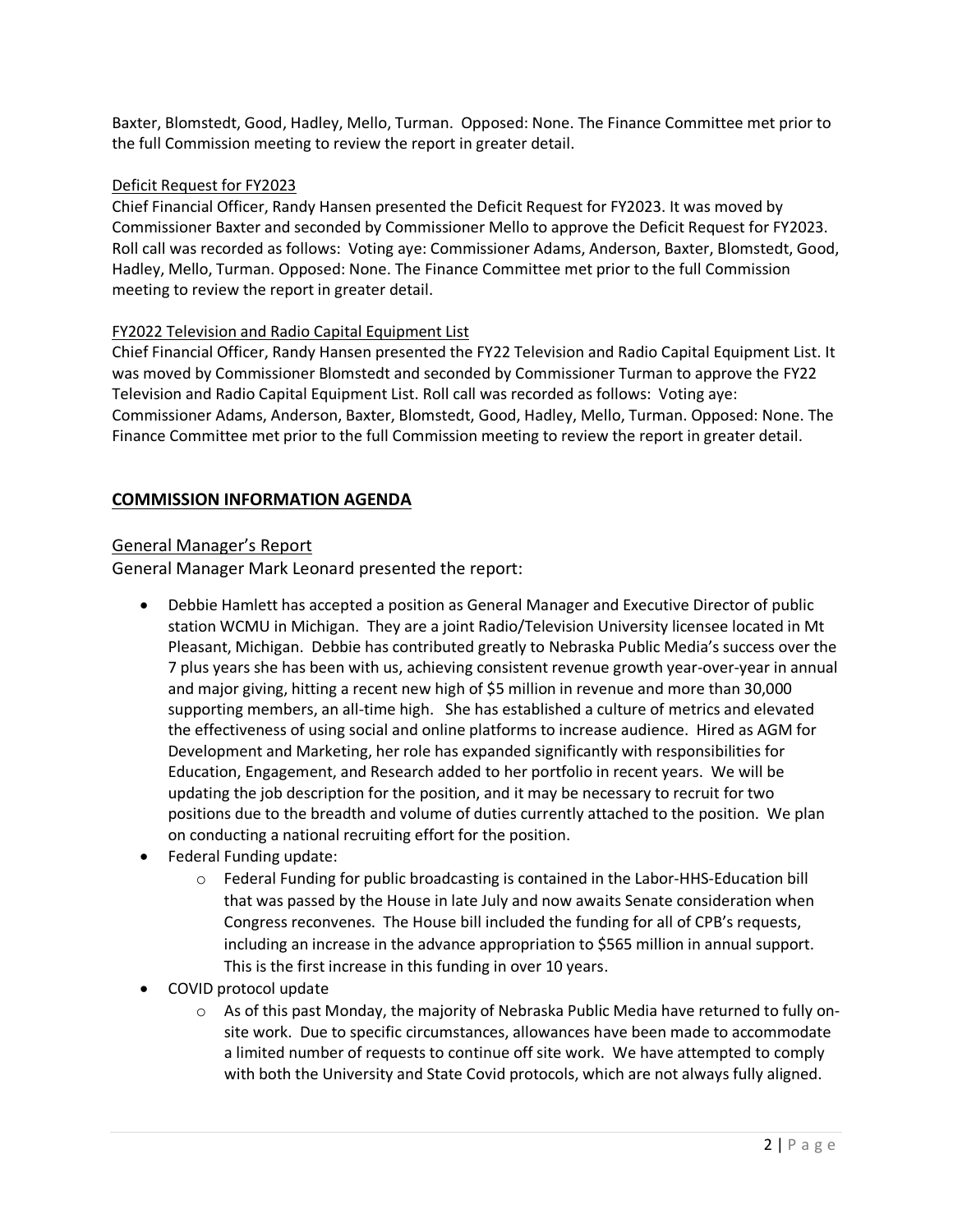Baxter, Blomstedt, Good, Hadley, Mello, Turman. Opposed: None. The Finance Committee met prior to the full Commission meeting to review the report in greater detail.

Deficit Request for FY2023

Chief Financial Officer, Randy Hansen presented the Deficit Request for FY2023. It was moved by Commissioner Baxter and seconded by Commissioner Mello to approve the Deficit Request for FY2023. Roll call was recorded as follows: Voting aye: Commissioner Adams, Anderson, Baxter, Blomstedt, Good, Hadley, Mello, Turman. Opposed: None. The Finance Committee met prior to the full Commission meeting to review the report in greater detail.

FY2022 Television and Radio Capital Equipment List

Chief Financial Officer, Randy Hansen presented the FY22 Television and Radio Capital Equipment List. It was moved by Commissioner Blomstedt and seconded by Commissioner Turman to approve the FY22 Television and Radio Capital Equipment List. Roll call was recorded as follows: Voting aye: Commissioner Adams, Anderson, Baxter, Blomstedt, Good, Hadley, Mello, Turman. Opposed: None. The Finance Committee met prior to the full Commission meeting to review the report in greater detail.

## COMMISSION INFORMATION AGENDA

### General Manager's Report

General Manager Mark Leonard presented the report:

- Debbie Hamlett has accepted a position as General Manager and Executive Director of public station WCMU in Michigan. They are a joint Radio/Television University licensee located in Mt Pleasant, Michigan. Debbie has contributed greatly to Nebraska Public Media's success over the 7 plus years she has been with us, achieving consistent revenue growth year-over-year in annual and major giving, hitting a recent new high of $5 million in revenue and more than 30,000 supporting members, an all-time high. She has established a culture of metrics and elevated the effectiveness of using social and online platforms to increase audience. Hired as AGM for Development and Marketing, her role has expanded significantly with responsibilities for Education, Engagement, and Research added to her portfolio in recent years. We will be updating the job description for the position, and it may be necessary to recruit for two positions due to the breadth and volume of duties currently attached to the position. We plan on conducting a national recruiting effort for the position.
- Federal Funding update:
  - Federal Funding for public broadcasting is contained in the Labor-HHS-Education bill that was passed by the House in late July and now awaits Senate consideration when Congress reconvenes. The House bill included the funding for all of CPB's requests, including an increase in the advance appropriation to $565 million in annual support. This is the first increase in this funding in over 10 years.
- COVID protocol update
  - As of this past Monday, the majority of Nebraska Public Media have returned to fully on-site work. Due to specific circumstances, allowances have been made to accommodate a limited number of requests to continue off site work. We have attempted to comply with both the University and State Covid protocols, which are not always fully aligned.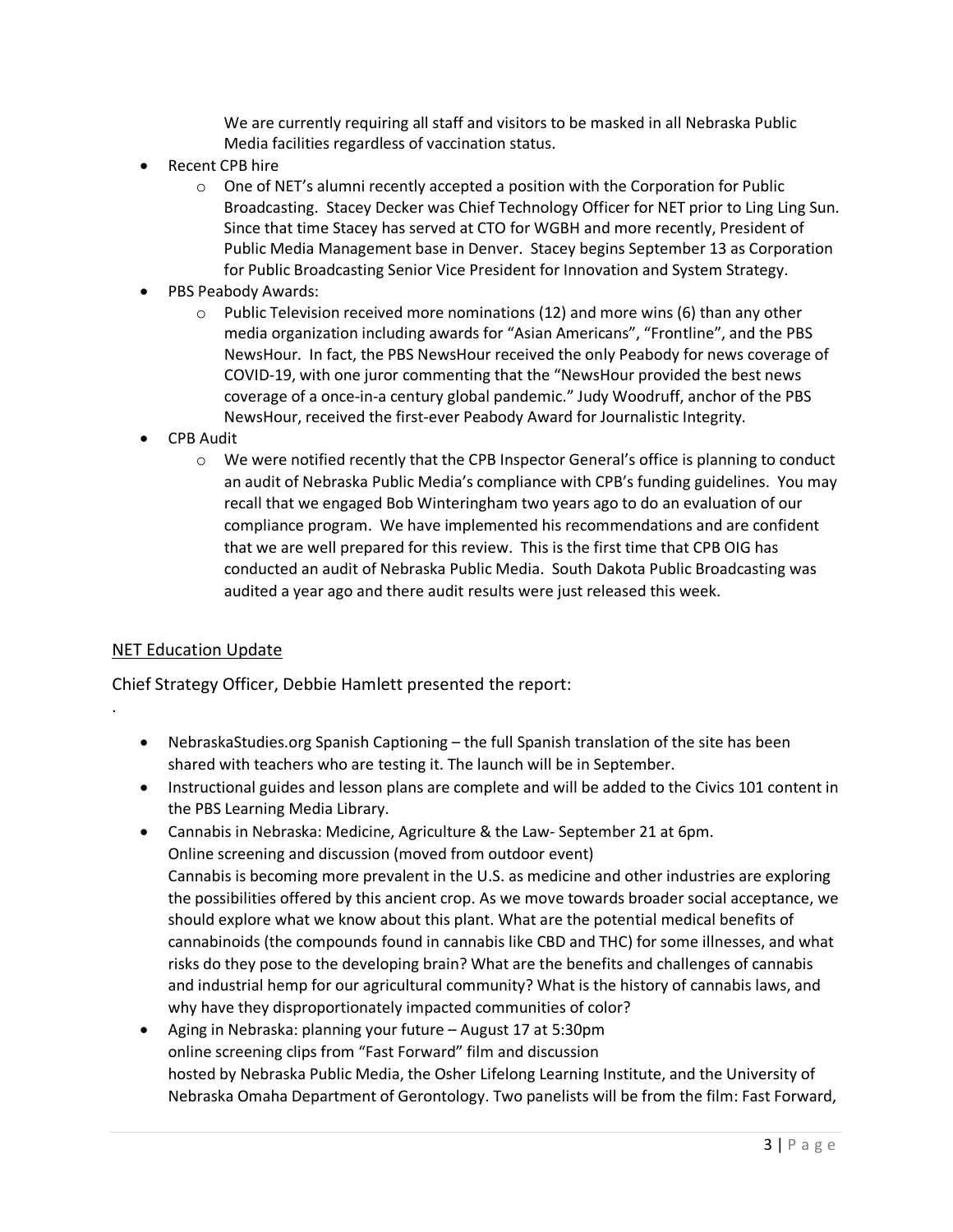We are currently requiring all staff and visitors to be masked in all Nebraska Public Media facilities regardless of vaccination status.

- Recent CPB hire
  - One of NET's alumni recently accepted a position with the Corporation for Public Broadcasting. Stacey Decker was Chief Technology Officer for NET prior to Ling Ling Sun. Since that time Stacey has served at CTO for WGBH and more recently, President of Public Media Management base in Denver. Stacey begins September 13 as Corporation for Public Broadcasting Senior Vice President for Innovation and System Strategy.
- PBS Peabody Awards:
  - Public Television received more nominations (12) and more wins (6) than any other media organization including awards for "Asian Americans", "Frontline", and the PBS NewsHour. In fact, the PBS NewsHour received the only Peabody for news coverage of COVID-19, with one juror commenting that the "NewsHour provided the best news coverage of a once-in-a century global pandemic." Judy Woodruff, anchor of the PBS NewsHour, received the first-ever Peabody Award for Journalistic Integrity.
- CPB Audit
  - We were notified recently that the CPB Inspector General's office is planning to conduct an audit of Nebraska Public Media's compliance with CPB's funding guidelines. You may recall that we engaged Bob Winteringham two years ago to do an evaluation of our compliance program. We have implemented his recommendations and are confident that we are well prepared for this review. This is the first time that CPB OIG has conducted an audit of Nebraska Public Media. South Dakota Public Broadcasting was audited a year ago and there audit results were just released this week.

<u>NET Education Update</u>

Chief Strategy Officer, Debbie Hamlett presented the report:

.

- NebraskaStudies.org Spanish Captioning – the full Spanish translation of the site has been shared with teachers who are testing it. The launch will be in September.
- Instructional guides and lesson plans are complete and will be added to the Civics 101 content in the PBS Learning Media Library.
- Cannabis in Nebraska: Medicine, Agriculture & the Law- September 21 at 6pm.
  Online screening and discussion (moved from outdoor event)
  Cannabis is becoming more prevalent in the U.S. as medicine and other industries are exploring the possibilities offered by this ancient crop. As we move towards broader social acceptance, we should explore what we know about this plant. What are the potential medical benefits of cannabinoids (the compounds found in cannabis like CBD and THC) for some illnesses, and what risks do they pose to the developing brain? What are the benefits and challenges of cannabis and industrial hemp for our agricultural community? What is the history of cannabis laws, and why have they disproportionately impacted communities of color?
- Aging in Nebraska: planning your future – August 17 at 5:30pm
  online screening clips from "Fast Forward" film and discussion
  hosted by Nebraska Public Media, the Osher Lifelong Learning Institute, and the University of Nebraska Omaha Department of Gerontology. Two panelists will be from the film: Fast Forward,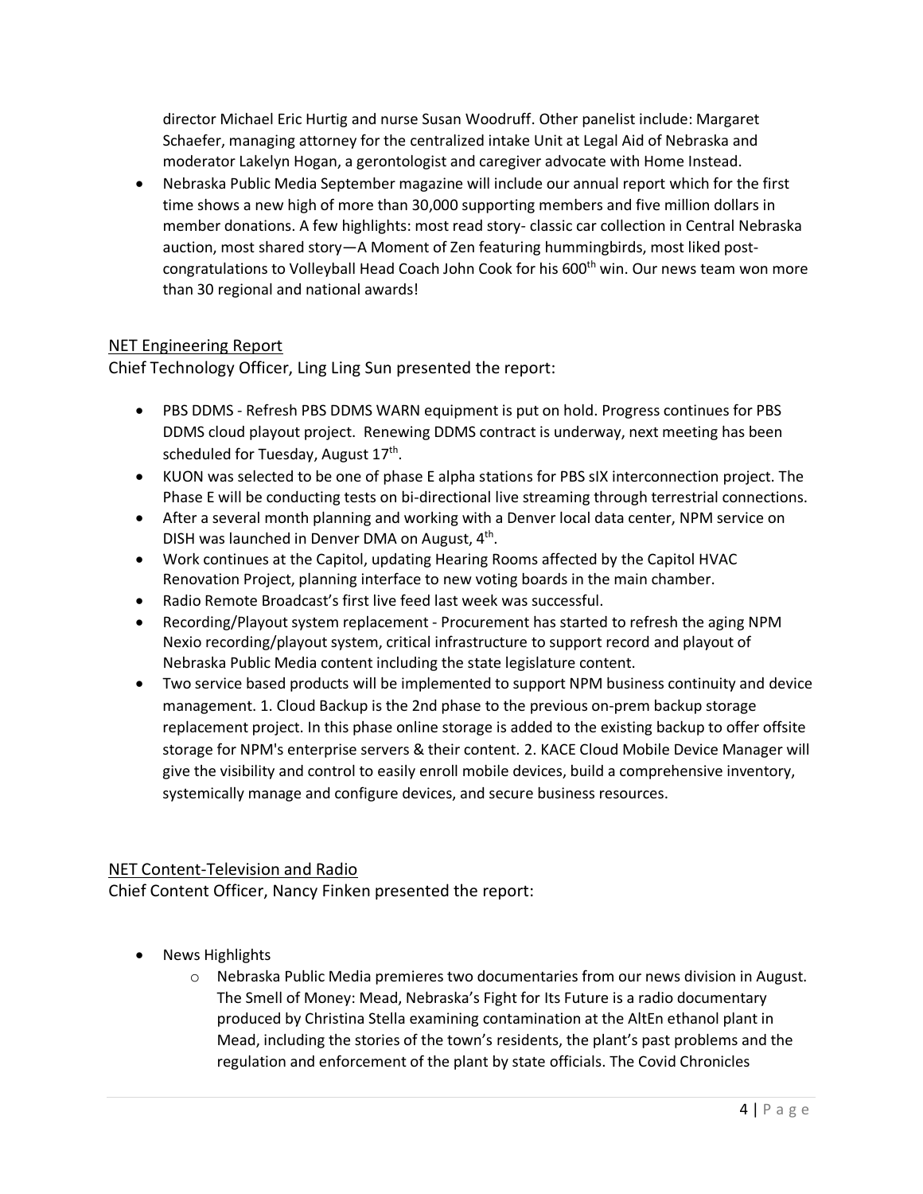director Michael Eric Hurtig and nurse Susan Woodruff. Other panelist include: Margaret Schaefer, managing attorney for the centralized intake Unit at Legal Aid of Nebraska and moderator Lakelyn Hogan, a gerontologist and caregiver advocate with Home Instead.

- Nebraska Public Media September magazine will include our annual report which for the first time shows a new high of more than 30,000 supporting members and five million dollars in member donations. A few highlights: most read story- classic car collection in Central Nebraska auction, most shared story—A Moment of Zen featuring hummingbirds, most liked post-congratulations to Volleyball Head Coach John Cook for his 600th win. Our news team won more than 30 regional and national awards!

<u>NET Engineering Report</u>

Chief Technology Officer, Ling Ling Sun presented the report:

- PBS DDMS - Refresh PBS DDMS WARN equipment is put on hold. Progress continues for PBS DDMS cloud playout project. Renewing DDMS contract is underway, next meeting has been scheduled for Tuesday, August 17th.
- KUON was selected to be one of phase E alpha stations for PBS sIX interconnection project. The Phase E will be conducting tests on bi-directional live streaming through terrestrial connections.
- After a several month planning and working with a Denver local data center, NPM service on DISH was launched in Denver DMA on August, 4th.
- Work continues at the Capitol, updating Hearing Rooms affected by the Capitol HVAC Renovation Project, planning interface to new voting boards in the main chamber.
- Radio Remote Broadcast's first live feed last week was successful.
- Recording/Playout system replacement - Procurement has started to refresh the aging NPM Nexio recording/playout system, critical infrastructure to support record and playout of Nebraska Public Media content including the state legislature content.
- Two service based products will be implemented to support NPM business continuity and device management. 1. Cloud Backup is the 2nd phase to the previous on-prem backup storage replacement project. In this phase online storage is added to the existing backup to offer offsite storage for NPM's enterprise servers & their content. 2. KACE Cloud Mobile Device Manager will give the visibility and control to easily enroll mobile devices, build a comprehensive inventory, systemically manage and configure devices, and secure business resources.

<u>NET Content-Television and Radio</u>

Chief Content Officer, Nancy Finken presented the report:

- News Highlights
  - Nebraska Public Media premieres two documentaries from our news division in August. The Smell of Money: Mead, Nebraska's Fight for Its Future is a radio documentary produced by Christina Stella examining contamination at the AltEn ethanol plant in Mead, including the stories of the town's residents, the plant's past problems and the regulation and enforcement of the plant by state officials. The Covid Chronicles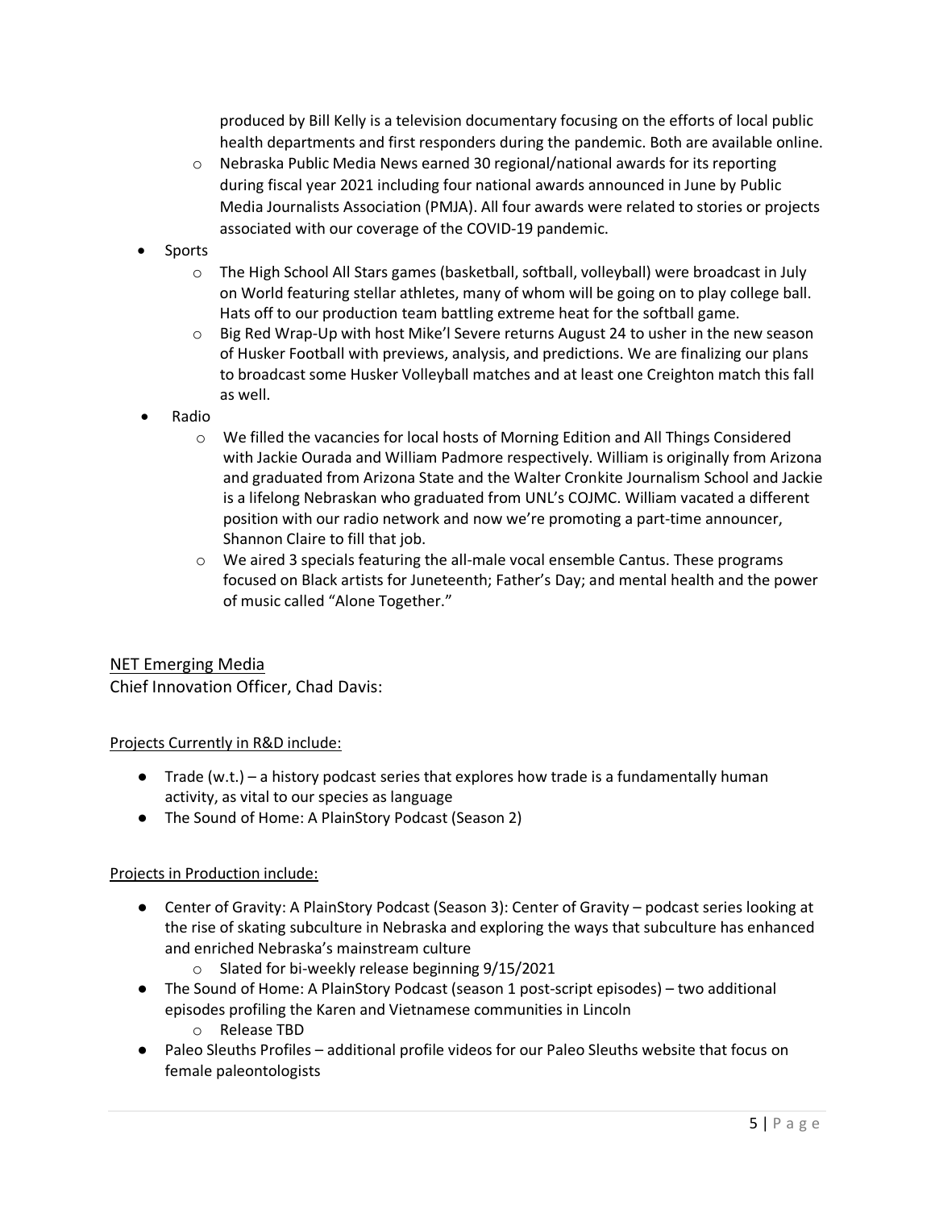produced by Bill Kelly is a television documentary focusing on the efforts of local public health departments and first responders during the pandemic. Both are available online.

  - Nebraska Public Media News earned 30 regional/national awards for its reporting during fiscal year 2021 including four national awards announced in June by Public Media Journalists Association (PMJA). All four awards were related to stories or projects associated with our coverage of the COVID-19 pandemic.

- Sports
  - The High School All Stars games (basketball, softball, volleyball) were broadcast in July on World featuring stellar athletes, many of whom will be going on to play college ball. Hats off to our production team battling extreme heat for the softball game.
  - Big Red Wrap-Up with host Mike'l Severe returns August 24 to usher in the new season of Husker Football with previews, analysis, and predictions. We are finalizing our plans to broadcast some Husker Volleyball matches and at least one Creighton match this fall as well.
- Radio
  - We filled the vacancies for local hosts of Morning Edition and All Things Considered with Jackie Ourada and William Padmore respectively. William is originally from Arizona and graduated from Arizona State and the Walter Cronkite Journalism School and Jackie is a lifelong Nebraskan who graduated from UNL's COJMC. William vacated a different position with our radio network and now we're promoting a part-time announcer, Shannon Claire to fill that job.
  - We aired 3 specials featuring the all-male vocal ensemble Cantus. These programs focused on Black artists for Juneteenth; Father's Day; and mental health and the power of music called "Alone Together."

## NET Emerging Media

Chief Innovation Officer, Chad Davis:

### Projects Currently in R&D include:

- Trade (w.t.) – a history podcast series that explores how trade is a fundamentally human activity, as vital to our species as language
- The Sound of Home: A PlainStory Podcast (Season 2)

### Projects in Production include:

- Center of Gravity: A PlainStory Podcast (Season 3): Center of Gravity – podcast series looking at the rise of skating subculture in Nebraska and exploring the ways that subculture has enhanced and enriched Nebraska's mainstream culture
  - Slated for bi-weekly release beginning 9/15/2021
- The Sound of Home: A PlainStory Podcast (season 1 post-script episodes) – two additional episodes profiling the Karen and Vietnamese communities in Lincoln
  - Release TBD
- Paleo Sleuths Profiles – additional profile videos for our Paleo Sleuths website that focus on female paleontologists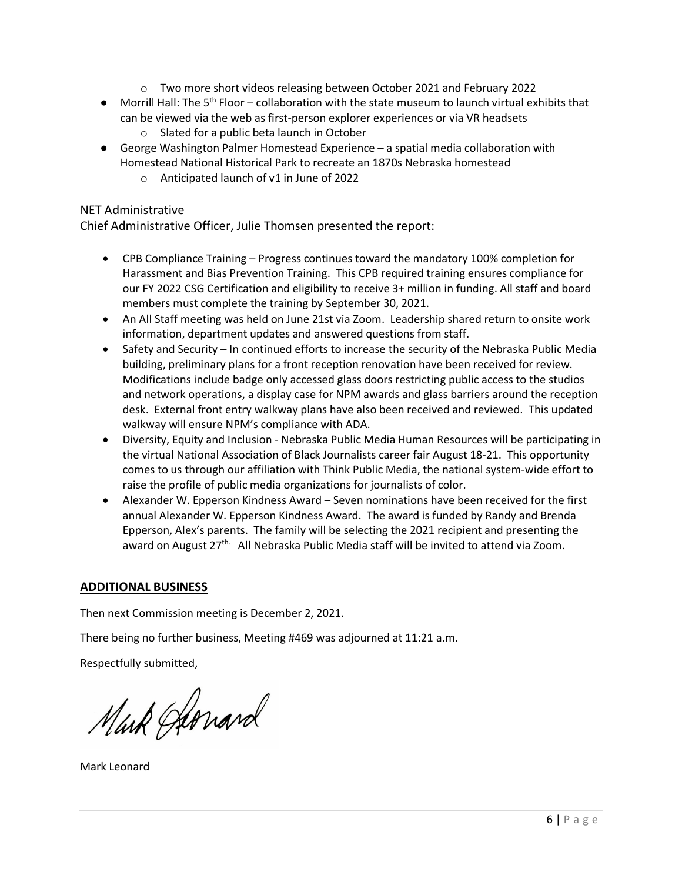- Two more short videos releasing between October 2021 and February 2022
- Morrill Hall: The 5th Floor – collaboration with the state museum to launch virtual exhibits that can be viewed via the web as first-person explorer experiences or via VR headsets
  - Slated for a public beta launch in October
- George Washington Palmer Homestead Experience – a spatial media collaboration with Homestead National Historical Park to recreate an 1870s Nebraska homestead
  - Anticipated launch of v1 in June of 2022

NET Administrative

Chief Administrative Officer, Julie Thomsen presented the report:

- CPB Compliance Training – Progress continues toward the mandatory 100% completion for Harassment and Bias Prevention Training. This CPB required training ensures compliance for our FY 2022 CSG Certification and eligibility to receive 3+ million in funding. All staff and board members must complete the training by September 30, 2021.
- An All Staff meeting was held on June 21st via Zoom. Leadership shared return to onsite work information, department updates and answered questions from staff.
- Safety and Security – In continued efforts to increase the security of the Nebraska Public Media building, preliminary plans for a front reception renovation have been received for review. Modifications include badge only accessed glass doors restricting public access to the studios and network operations, a display case for NPM awards and glass barriers around the reception desk. External front entry walkway plans have also been received and reviewed. This updated walkway will ensure NPM's compliance with ADA.
- Diversity, Equity and Inclusion - Nebraska Public Media Human Resources will be participating in the virtual National Association of Black Journalists career fair August 18-21. This opportunity comes to us through our affiliation with Think Public Media, the national system-wide effort to raise the profile of public media organizations for journalists of color.
- Alexander W. Epperson Kindness Award – Seven nominations have been received for the first annual Alexander W. Epperson Kindness Award. The award is funded by Randy and Brenda Epperson, Alex's parents. The family will be selecting the 2021 recipient and presenting the award on August 27th. All Nebraska Public Media staff will be invited to attend via Zoom.

## ADDITIONAL BUSINESS

Then next Commission meeting is December 2, 2021.

There being no further business, Meeting #469 was adjourned at 11:21 a.m.

Respectfully submitted,

Mark Leonard